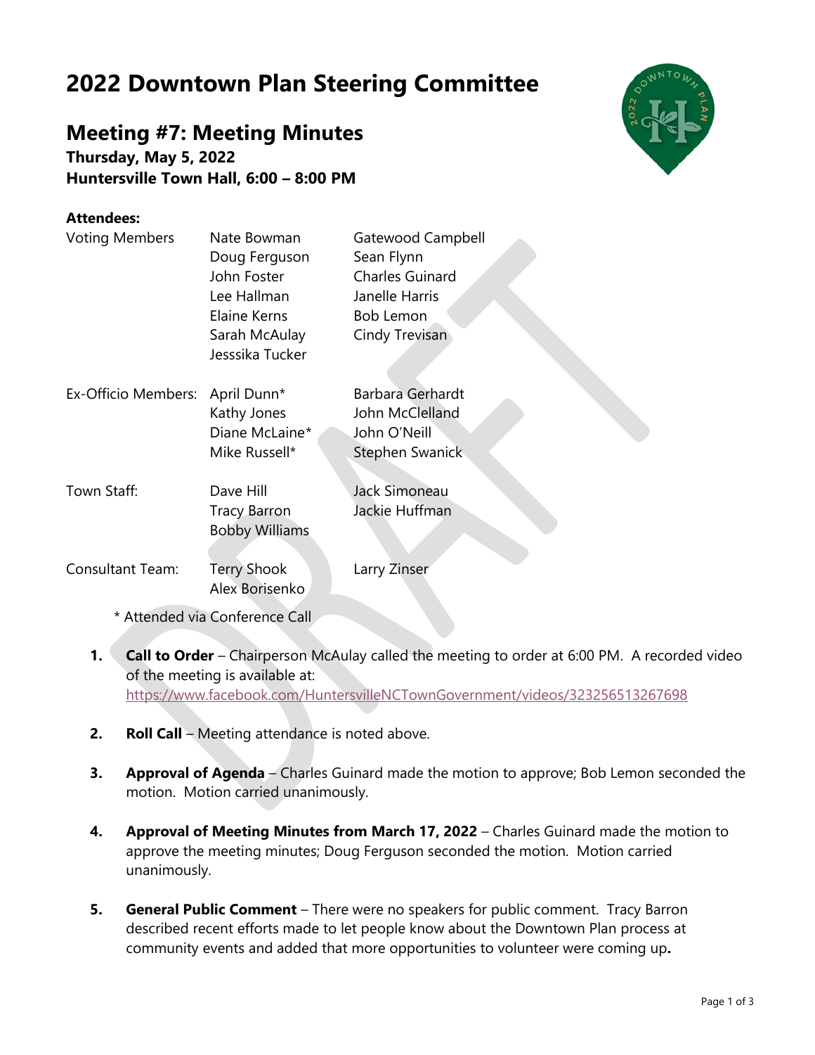# 2022 Downtown Plan Steering Committee

## Meeting #7: Meeting Minutes

**Thursday, May 5, 2022**
**Huntersville Town Hall, 6:00 – 8:00 PM**

**Attendees:**

| | | |
|---|---|---|
| Voting Members | Nate Bowman | Gatewood Campbell |
| | Doug Ferguson | Sean Flynn |
| | John Foster | Charles Guinard |
| | Lee Hallman | Janelle Harris |
| | Elaine Kerns | Bob Lemon |
| | Sarah McAulay | Cindy Trevisan |
| | Jesssika Tucker | |
| Ex-Officio Members: | April Dunn* | Barbara Gerhardt |
| | Kathy Jones | John McClelland |
| | Diane McLaine* | John O'Neill |
| | Mike Russell* | Stephen Swanick |
| Town Staff: | Dave Hill | Jack Simoneau |
| | Tracy Barron | Jackie Huffman |
| | Bobby Williams | |
| Consultant Team: | Terry Shook | Larry Zinser |
| | Alex Borisenko | |

\* Attended via Conference Call

1. **Call to Order** – Chairperson McAulay called the meeting to order at 6:00 PM. A recorded video of the meeting is available at: https://www.facebook.com/HuntersvilleNCTownGovernment/videos/323256513267698

2. **Roll Call** – Meeting attendance is noted above.

3. **Approval of Agenda** – Charles Guinard made the motion to approve; Bob Lemon seconded the motion. Motion carried unanimously.

4. **Approval of Meeting Minutes from March 17, 2022** – Charles Guinard made the motion to approve the meeting minutes; Doug Ferguson seconded the motion. Motion carried unanimously.

5. **General Public Comment** – There were no speakers for public comment. Tracy Barron described recent efforts made to let people know about the Downtown Plan process at community events and added that more opportunities to volunteer were coming up**.**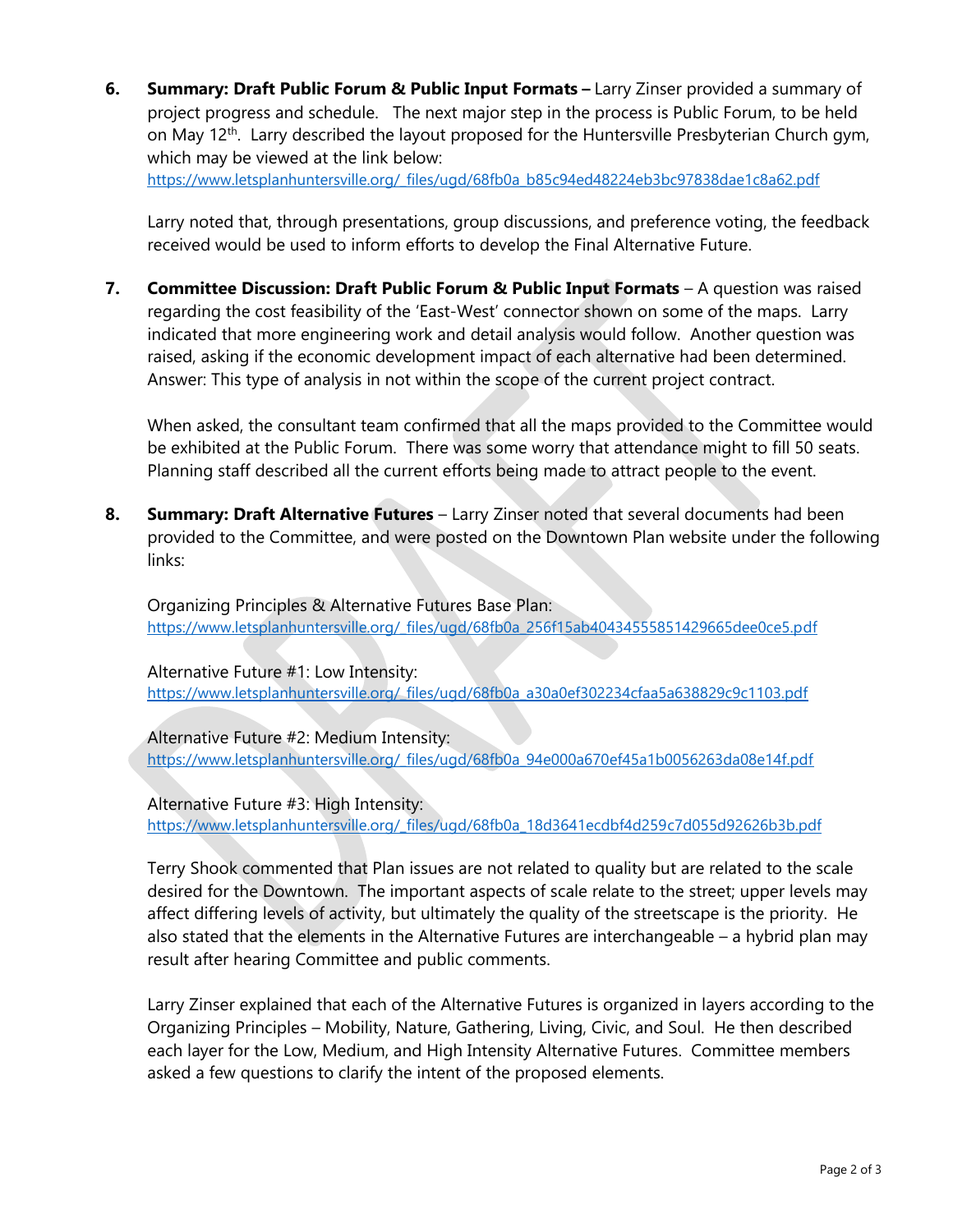6. **Summary: Draft Public Forum & Public Input Formats –** Larry Zinser provided a summary of project progress and schedule. The next major step in the process is Public Forum, to be held on May 12th. Larry described the layout proposed for the Huntersville Presbyterian Church gym, which may be viewed at the link below:
   https://www.letsplanhuntersville.org/_files/ugd/68fb0a_b85c94ed48224eb3bc97838dae1c8a62.pdf

   Larry noted that, through presentations, group discussions, and preference voting, the feedback received would be used to inform efforts to develop the Final Alternative Future.

7. **Committee Discussion: Draft Public Forum & Public Input Formats** – A question was raised regarding the cost feasibility of the 'East-West' connector shown on some of the maps. Larry indicated that more engineering work and detail analysis would follow. Another question was raised, asking if the economic development impact of each alternative had been determined. Answer: This type of analysis in not within the scope of the current project contract.

   When asked, the consultant team confirmed that all the maps provided to the Committee would be exhibited at the Public Forum. There was some worry that attendance might to fill 50 seats. Planning staff described all the current efforts being made to attract people to the event.

8. **Summary: Draft Alternative Futures** – Larry Zinser noted that several documents had been provided to the Committee, and were posted on the Downtown Plan website under the following links:

   Organizing Principles & Alternative Futures Base Plan:
   https://www.letsplanhuntersville.org/_files/ugd/68fb0a_256f15ab40434555851429665dee0ce5.pdf

   Alternative Future #1: Low Intensity:
   https://www.letsplanhuntersville.org/_files/ugd/68fb0a_a30a0ef302234cfaa5a638829c9c1103.pdf

   Alternative Future #2: Medium Intensity:
   https://www.letsplanhuntersville.org/_files/ugd/68fb0a_94e000a670ef45a1b0056263da08e14f.pdf

   Alternative Future #3: High Intensity:
   https://www.letsplanhuntersville.org/_files/ugd/68fb0a_18d3641ecdbf4d259c7d055d92626b3b.pdf

   Terry Shook commented that Plan issues are not related to quality but are related to the scale desired for the Downtown. The important aspects of scale relate to the street; upper levels may affect differing levels of activity, but ultimately the quality of the streetscape is the priority. He also stated that the elements in the Alternative Futures are interchangeable – a hybrid plan may result after hearing Committee and public comments.

   Larry Zinser explained that each of the Alternative Futures is organized in layers according to the Organizing Principles – Mobility, Nature, Gathering, Living, Civic, and Soul. He then described each layer for the Low, Medium, and High Intensity Alternative Futures. Committee members asked a few questions to clarify the intent of the proposed elements.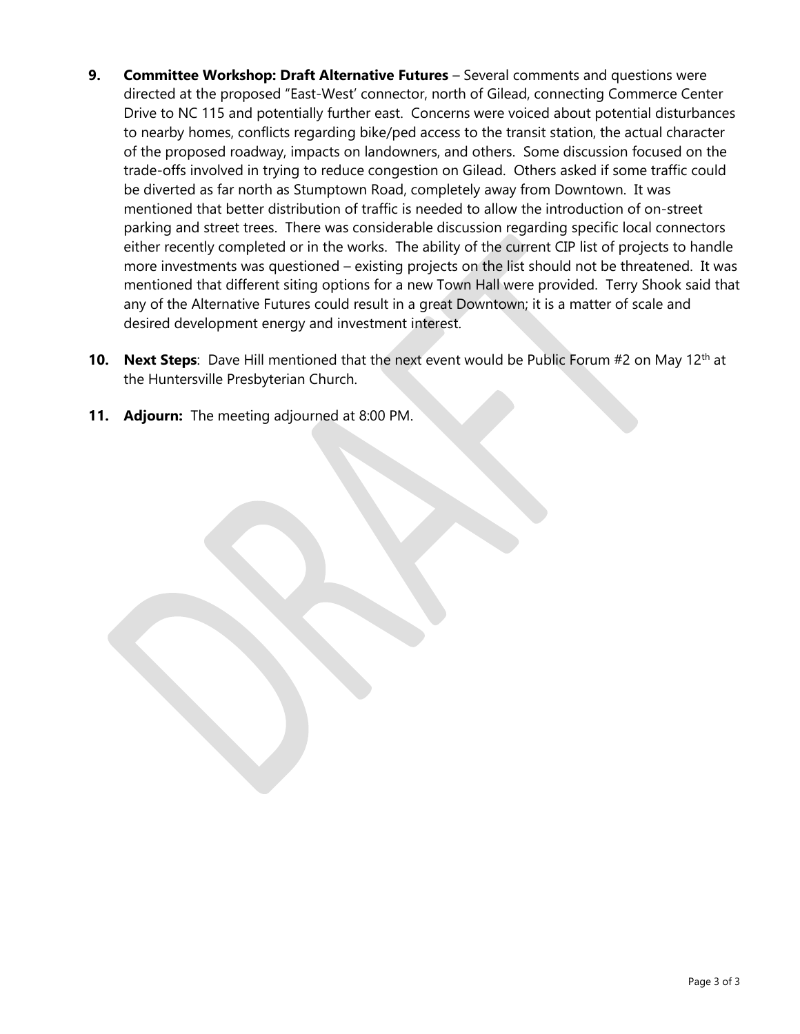9. **Committee Workshop: Draft Alternative Futures** – Several comments and questions were directed at the proposed "East-West' connector, north of Gilead, connecting Commerce Center Drive to NC 115 and potentially further east. Concerns were voiced about potential disturbances to nearby homes, conflicts regarding bike/ped access to the transit station, the actual character of the proposed roadway, impacts on landowners, and others. Some discussion focused on the trade-offs involved in trying to reduce congestion on Gilead. Others asked if some traffic could be diverted as far north as Stumptown Road, completely away from Downtown. It was mentioned that better distribution of traffic is needed to allow the introduction of on-street parking and street trees. There was considerable discussion regarding specific local connectors either recently completed or in the works. The ability of the current CIP list of projects to handle more investments was questioned – existing projects on the list should not be threatened. It was mentioned that different siting options for a new Town Hall were provided. Terry Shook said that any of the Alternative Futures could result in a great Downtown; it is a matter of scale and desired development energy and investment interest.

10. **Next Steps**: Dave Hill mentioned that the next event would be Public Forum #2 on May 12th at the Huntersville Presbyterian Church.

11. **Adjourn:** The meeting adjourned at 8:00 PM.